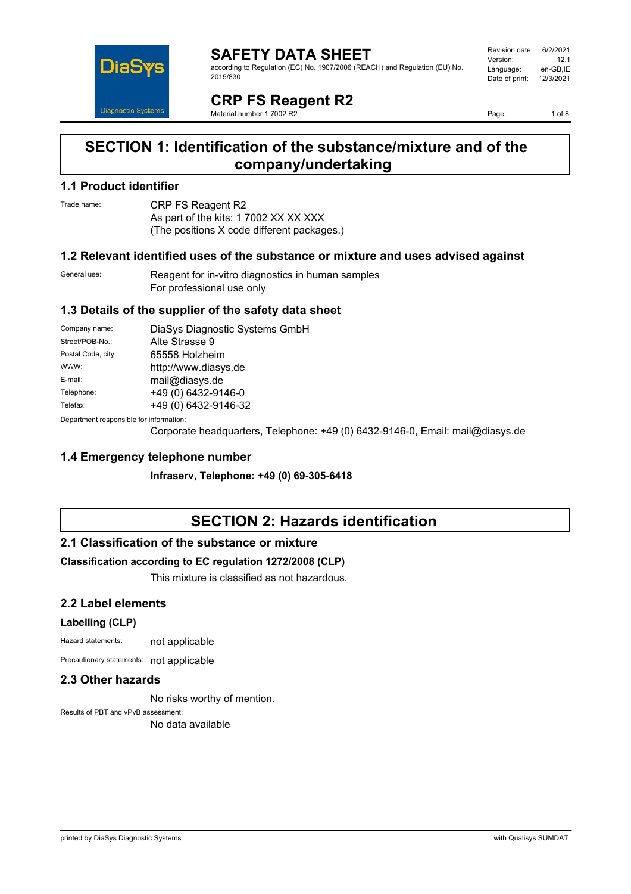# SAFETY DATA SHEET

according to Regulation (EC) No. 1907/2006 (REACH) and Regulation (EU) No. 2015/830

Revision date: 6/2/2021
Version: 12.1
Language: en-GB,IE
Date of print: 12/3/2021

# CRP FS Reagent R2

Material number 1 7002 R2

## SECTION 1: Identification of the substance/mixture and of the company/undertaking

### 1.1 Product identifier

Trade name: CRP FS Reagent R2
As part of the kits: 1 7002 XX XX XXX
(The positions X code different packages.)

### 1.2 Relevant identified uses of the substance or mixture and uses advised against

General use: Reagent for in-vitro diagnostics in human samples
For professional use only

### 1.3 Details of the supplier of the safety data sheet

| | |
|---|---|
| Company name: | DiaSys Diagnostic Systems GmbH |
| Street/POB-No.: | Alte Strasse 9 |
| Postal Code, city: | 65558 Holzheim |
| WWW: | http://www.diasys.de |
| E-mail: | mail@diasys.de |
| Telephone: | +49 (0) 6432-9146-0 |
| Telefax: | +49 (0) 6432-9146-32 |

Department responsible for information:
Corporate headquarters, Telephone: +49 (0) 6432-9146-0, Email: mail@diasys.de

### 1.4 Emergency telephone number

**Infraserv, Telephone: +49 (0) 69-305-6418**

## SECTION 2: Hazards identification

### 2.1 Classification of the substance or mixture

**Classification according to EC regulation 1272/2008 (CLP)**

This mixture is classified as not hazardous.

### 2.2 Label elements

**Labelling (CLP)**

Hazard statements: not applicable

Precautionary statements: not applicable

### 2.3 Other hazards

No risks worthy of mention.

Results of PBT and vPvB assessment:
No data available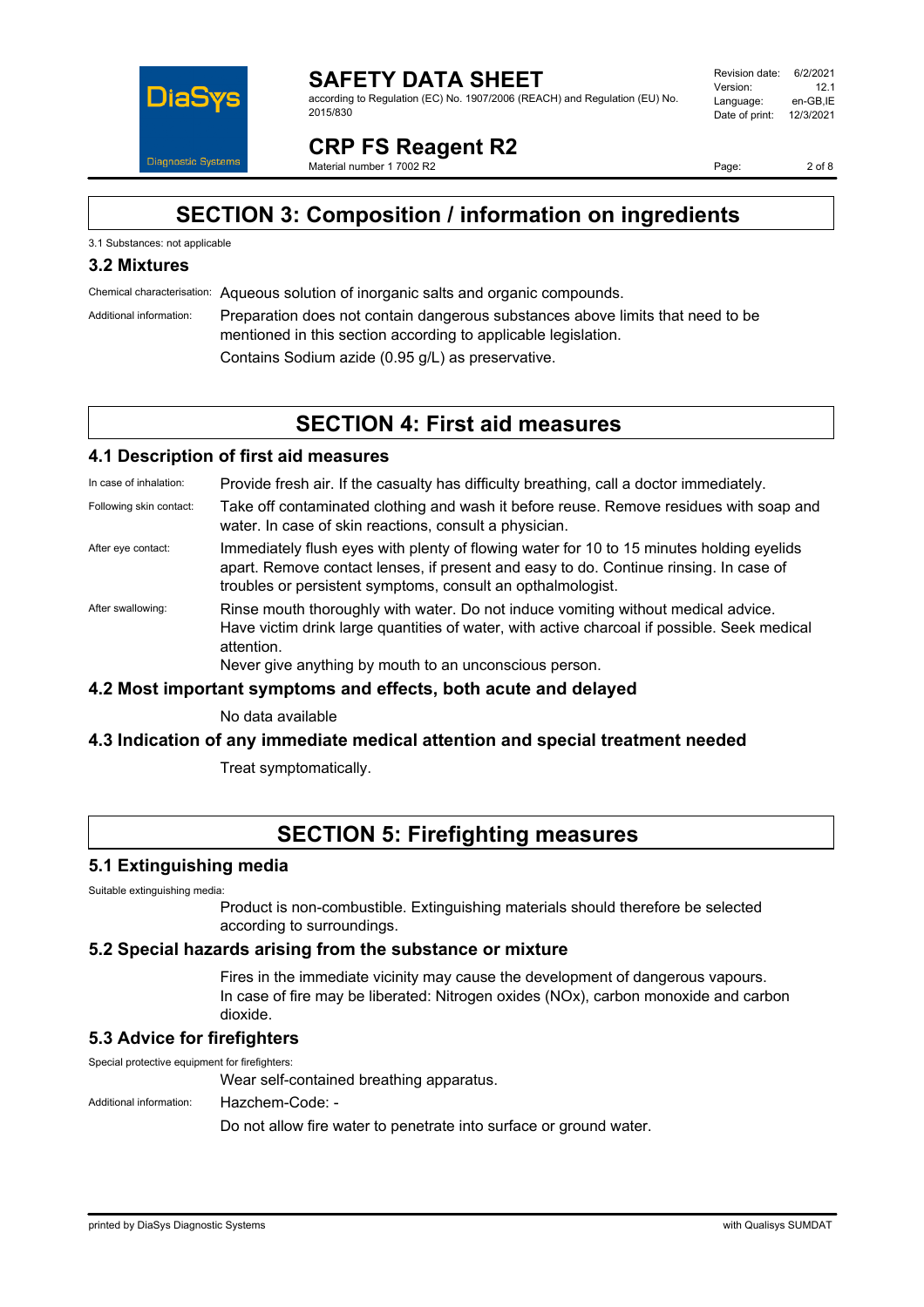## SECTION 3: Composition / information on ingredients

3.1 Substances: not applicable

### 3.2 Mixtures

Chemical characterisation: Aqueous solution of inorganic salts and organic compounds.

Additional information: Preparation does not contain dangerous substances above limits that need to be mentioned in this section according to applicable legislation.

Contains Sodium azide (0.95 g/L) as preservative.

## SECTION 4: First aid measures

### 4.1 Description of first aid measures

In case of inhalation: Provide fresh air. If the casualty has difficulty breathing, call a doctor immediately.

Following skin contact: Take off contaminated clothing and wash it before reuse. Remove residues with soap and water. In case of skin reactions, consult a physician.

After eye contact: Immediately flush eyes with plenty of flowing water for 10 to 15 minutes holding eyelids apart. Remove contact lenses, if present and easy to do. Continue rinsing. In case of troubles or persistent symptoms, consult an opthalmologist.

After swallowing: Rinse mouth thoroughly with water. Do not induce vomiting without medical advice. Have victim drink large quantities of water, with active charcoal if possible. Seek medical attention.

Never give anything by mouth to an unconscious person.

### 4.2 Most important symptoms and effects, both acute and delayed

No data available

### 4.3 Indication of any immediate medical attention and special treatment needed

Treat symptomatically.

## SECTION 5: Firefighting measures

### 5.1 Extinguishing media

Suitable extinguishing media:

Product is non-combustible. Extinguishing materials should therefore be selected according to surroundings.

### 5.2 Special hazards arising from the substance or mixture

Fires in the immediate vicinity may cause the development of dangerous vapours.
In case of fire may be liberated: Nitrogen oxides (NOx), carbon monoxide and carbon dioxide.

### 5.3 Advice for firefighters

Special protective equipment for firefighters:

Wear self-contained breathing apparatus.

Additional information: Hazchem-Code: -

Do not allow fire water to penetrate into surface or ground water.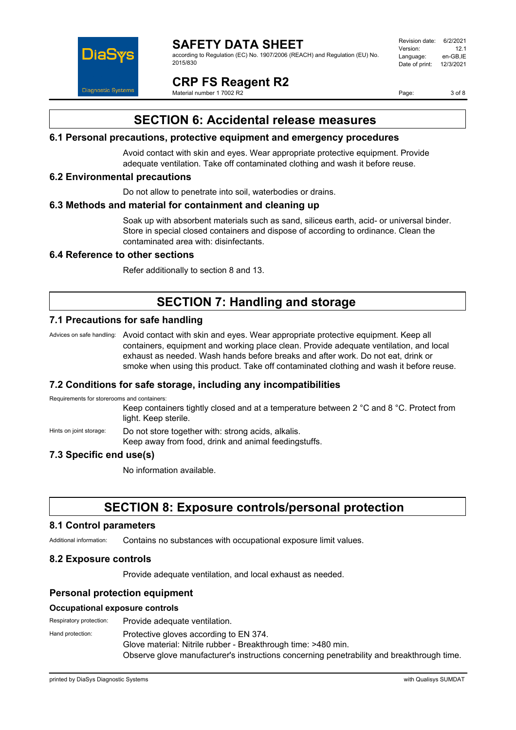# SECTION 6: Accidental release measures

## 6.1 Personal precautions, protective equipment and emergency procedures

Avoid contact with skin and eyes. Wear appropriate protective equipment. Provide adequate ventilation. Take off contaminated clothing and wash it before reuse.

## 6.2 Environmental precautions

Do not allow to penetrate into soil, waterbodies or drains.

## 6.3 Methods and material for containment and cleaning up

Soak up with absorbent materials such as sand, siliceus earth, acid- or universal binder. Store in special closed containers and dispose of according to ordinance. Clean the contaminated area with: disinfectants.

## 6.4 Reference to other sections

Refer additionally to section 8 and 13.

# SECTION 7: Handling and storage

## 7.1 Precautions for safe handling

Advices on safe handling: Avoid contact with skin and eyes. Wear appropriate protective equipment. Keep all containers, equipment and working place clean. Provide adequate ventilation, and local exhaust as needed. Wash hands before breaks and after work. Do not eat, drink or smoke when using this product. Take off contaminated clothing and wash it before reuse.

## 7.2 Conditions for safe storage, including any incompatibilities

Requirements for storerooms and containers:

Keep containers tightly closed and at a temperature between 2 °C and 8 °C. Protect from light. Keep sterile.

Hints on joint storage: Do not store together with: strong acids, alkalis.
Keep away from food, drink and animal feedingstuffs.

## 7.3 Specific end use(s)

No information available.

# SECTION 8: Exposure controls/personal protection

## 8.1 Control parameters

Additional information: Contains no substances with occupational exposure limit values.

## 8.2 Exposure controls

Provide adequate ventilation, and local exhaust as needed.

## Personal protection equipment

### Occupational exposure controls

Respiratory protection: Provide adequate ventilation.

Hand protection: Protective gloves according to EN 374.
Glove material: Nitrile rubber - Breakthrough time: >480 min.
Observe glove manufacturer's instructions concerning penetrability and breakthrough time.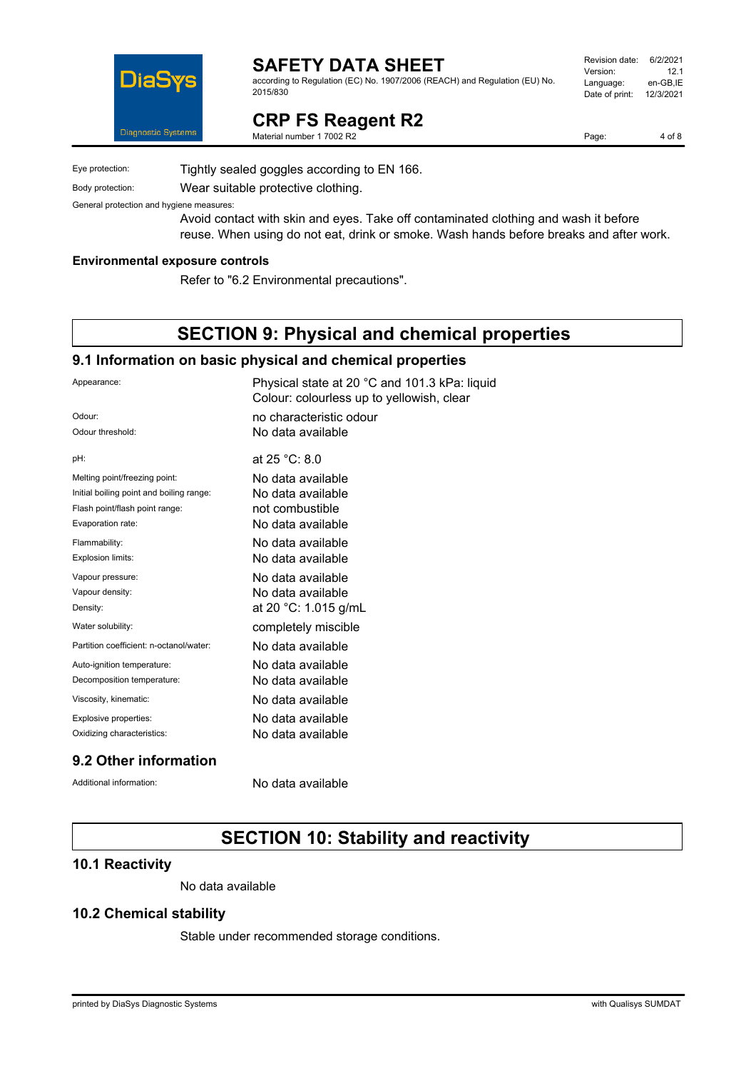Eye protection: Tightly sealed goggles according to EN 166.

Body protection: Wear suitable protective clothing.

General protection and hygiene measures:

Avoid contact with skin and eyes. Take off contaminated clothing and wash it before reuse. When using do not eat, drink or smoke. Wash hands before breaks and after work.

**Environmental exposure controls**

Refer to "6.2 Environmental precautions".

# SECTION 9: Physical and chemical properties

## 9.1 Information on basic physical and chemical properties

| | |
|---|---|
| Appearance: | Physical state at 20 °C and 101.3 kPa: liquid<br>Colour: colourless up to yellowish, clear |
| Odour: | no characteristic odour |
| Odour threshold: | No data available |
| pH: | at 25 °C: 8.0 |
| Melting point/freezing point: | No data available |
| Initial boiling point and boiling range: | No data available |
| Flash point/flash point range: | not combustible |
| Evaporation rate: | No data available |
| Flammability: | No data available |
| Explosion limits: | No data available |
| Vapour pressure: | No data available |
| Vapour density: | No data available |
| Density: | at 20 °C: 1.015 g/mL |
| Water solubility: | completely miscible |
| Partition coefficient: n-octanol/water: | No data available |
| Auto-ignition temperature: | No data available |
| Decomposition temperature: | No data available |
| Viscosity, kinematic: | No data available |
| Explosive properties: | No data available |
| Oxidizing characteristics: | No data available |

## 9.2 Other information

Additional information: No data available

# SECTION 10: Stability and reactivity

## 10.1 Reactivity

No data available

## 10.2 Chemical stability

Stable under recommended storage conditions.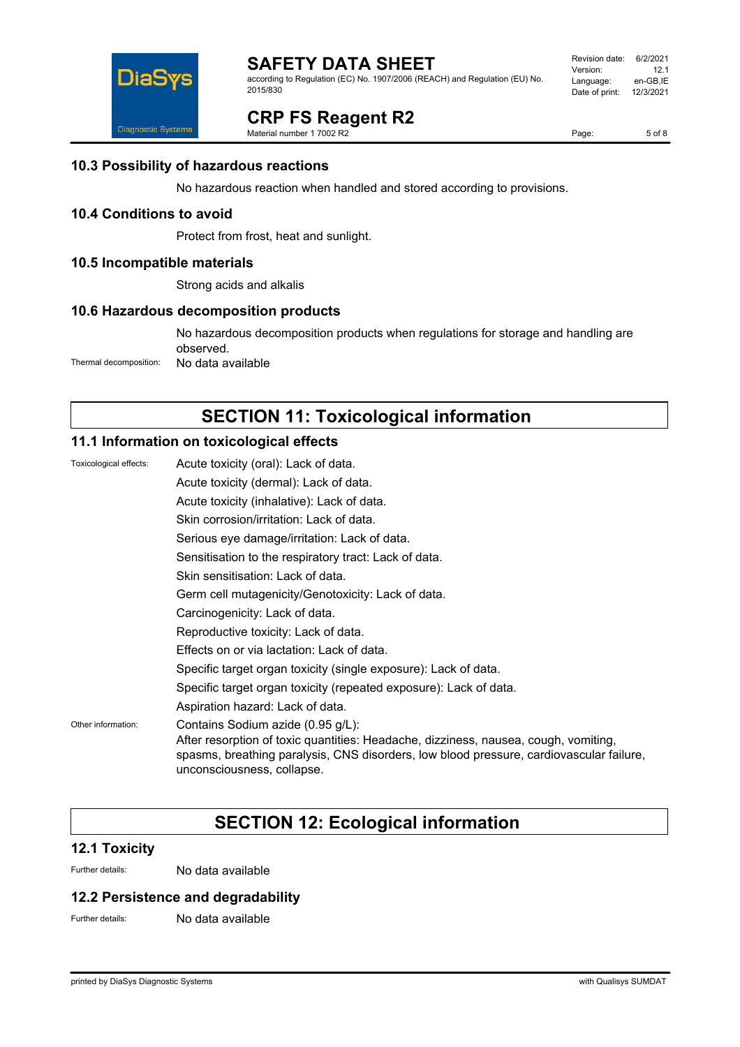## 10.3 Possibility of hazardous reactions

No hazardous reaction when handled and stored according to provisions.

## 10.4 Conditions to avoid

Protect from frost, heat and sunlight.

## 10.5 Incompatible materials

Strong acids and alkalis

## 10.6 Hazardous decomposition products

No hazardous decomposition products when regulations for storage and handling are observed.

Thermal decomposition: No data available

# SECTION 11: Toxicological information

## 11.1 Information on toxicological effects

Toxicological effects:

Acute toxicity (oral): Lack of data.

Acute toxicity (dermal): Lack of data.

Acute toxicity (inhalative): Lack of data.

Skin corrosion/irritation: Lack of data.

Serious eye damage/irritation: Lack of data.

Sensitisation to the respiratory tract: Lack of data.

Skin sensitisation: Lack of data.

Germ cell mutagenicity/Genotoxicity: Lack of data.

Carcinogenicity: Lack of data.

Reproductive toxicity: Lack of data.

Effects on or via lactation: Lack of data.

Specific target organ toxicity (single exposure): Lack of data.

Specific target organ toxicity (repeated exposure): Lack of data.

Aspiration hazard: Lack of data.

Other information: Contains Sodium azide (0.95 g/L):
After resorption of toxic quantities: Headache, dizziness, nausea, cough, vomiting, spasms, breathing paralysis, CNS disorders, low blood pressure, cardiovascular failure, unconsciousness, collapse.

# SECTION 12: Ecological information

## 12.1 Toxicity

Further details: No data available

## 12.2 Persistence and degradability

Further details: No data available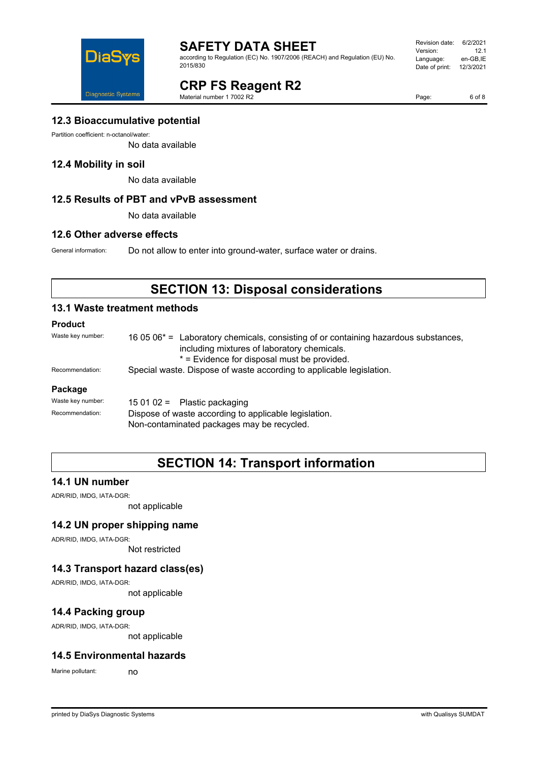## 12.3 Bioaccumulative potential

Partition coefficient: n-octanol/water:

No data available

## 12.4 Mobility in soil

No data available

## 12.5 Results of PBT and vPvB assessment

No data available

## 12.6 Other adverse effects

General information: Do not allow to enter into ground-water, surface water or drains.

# SECTION 13: Disposal considerations

## 13.1 Waste treatment methods

### Product

Waste key number: 16 05 06* = Laboratory chemicals, consisting of or containing hazardous substances, including mixtures of laboratory chemicals.
* = Evidence for disposal must be provided.

Recommendation: Special waste. Dispose of waste according to applicable legislation.

### Package

Waste key number: 15 01 02 = Plastic packaging

Recommendation: Dispose of waste according to applicable legislation.
Non-contaminated packages may be recycled.

# SECTION 14: Transport information

## 14.1 UN number

ADR/RID, IMDG, IATA-DGR:

not applicable

## 14.2 UN proper shipping name

ADR/RID, IMDG, IATA-DGR:

Not restricted

## 14.3 Transport hazard class(es)

ADR/RID, IMDG, IATA-DGR:

not applicable

## 14.4 Packing group

ADR/RID, IMDG, IATA-DGR:

not applicable

## 14.5 Environmental hazards

Marine pollutant: no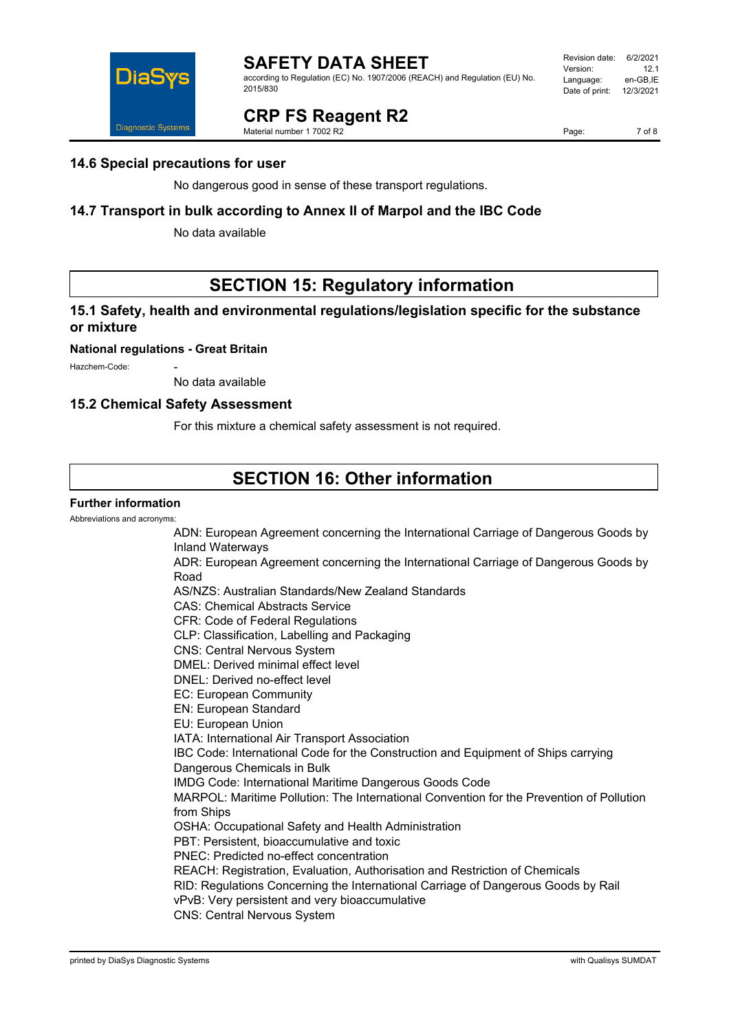### 14.6 Special precautions for user

No dangerous good in sense of these transport regulations.

### 14.7 Transport in bulk according to Annex II of Marpol and the IBC Code

No data available

## SECTION 15: Regulatory information

### 15.1 Safety, health and environmental regulations/legislation specific for the substance or mixture

**National regulations - Great Britain**

Hazchem-Code: -

No data available

### 15.2 Chemical Safety Assessment

For this mixture a chemical safety assessment is not required.

## SECTION 16: Other information

**Further information**

Abbreviations and acronyms:

ADN: European Agreement concerning the International Carriage of Dangerous Goods by Inland Waterways
ADR: European Agreement concerning the International Carriage of Dangerous Goods by Road
AS/NZS: Australian Standards/New Zealand Standards
CAS: Chemical Abstracts Service
CFR: Code of Federal Regulations
CLP: Classification, Labelling and Packaging
CNS: Central Nervous System
DMEL: Derived minimal effect level
DNEL: Derived no-effect level
EC: European Community
EN: European Standard
EU: European Union
IATA: International Air Transport Association
IBC Code: International Code for the Construction and Equipment of Ships carrying Dangerous Chemicals in Bulk
IMDG Code: International Maritime Dangerous Goods Code
MARPOL: Maritime Pollution: The International Convention for the Prevention of Pollution from Ships
OSHA: Occupational Safety and Health Administration
PBT: Persistent, bioaccumulative and toxic
PNEC: Predicted no-effect concentration
REACH: Registration, Evaluation, Authorisation and Restriction of Chemicals
RID: Regulations Concerning the International Carriage of Dangerous Goods by Rail
vPvB: Very persistent and very bioaccumulative
CNS: Central Nervous System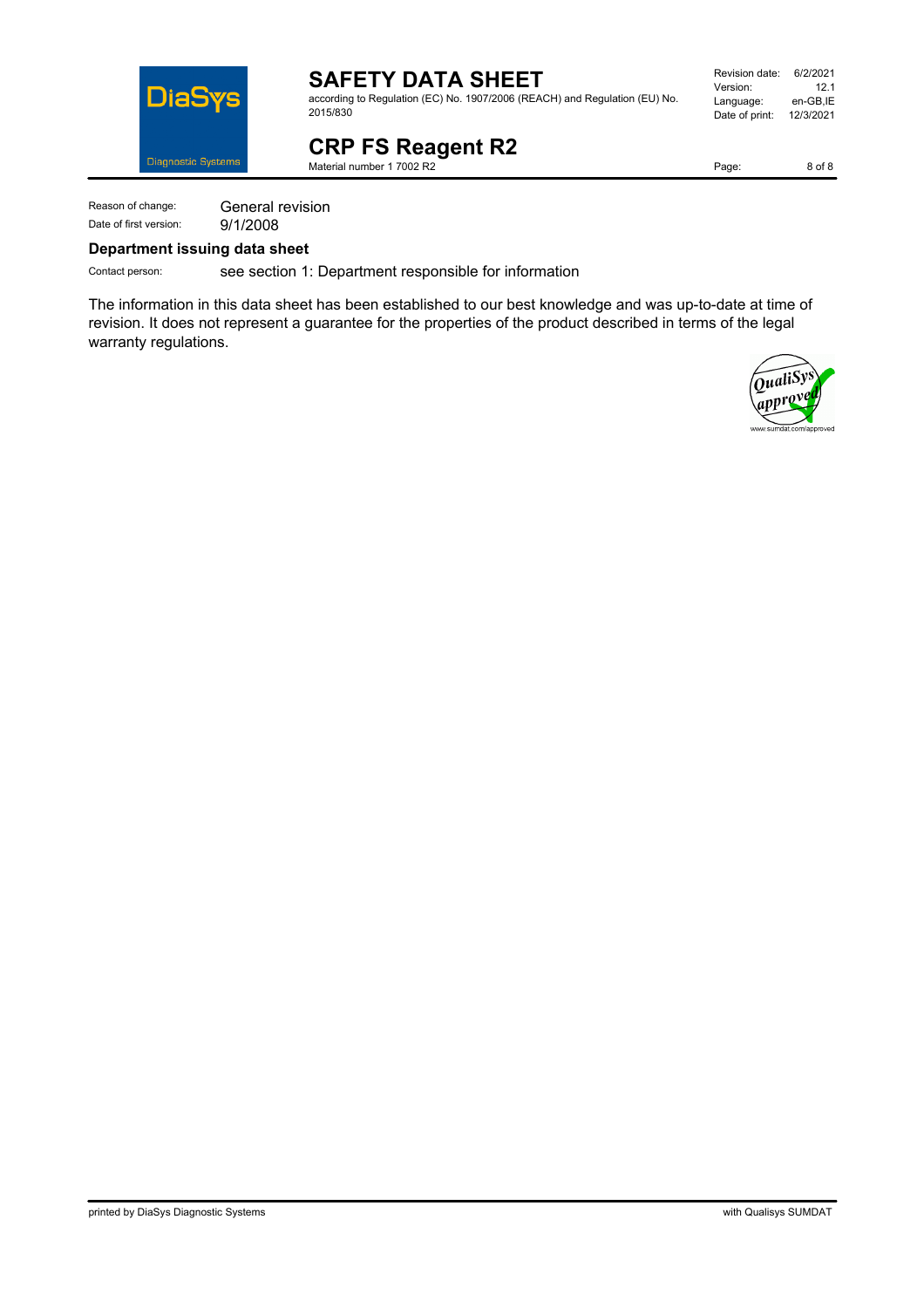| | |
|---|---|
| Reason of change: | General revision |
| Date of first version: | 9/1/2008 |

### Department issuing data sheet

Contact person: see section 1: Department responsible for information

The information in this data sheet has been established to our best knowledge and was up-to-date at time of revision. It does not represent a guarantee for the properties of the product described in terms of the legal warranty regulations.